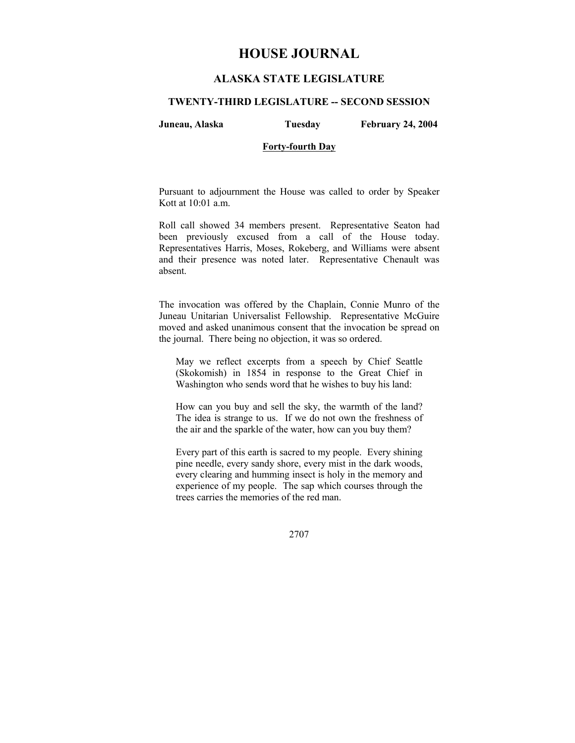# HOUSE JOURNAL

## ALASKA STATE LEGISLATURE

### TWENTY-THIRD LEGISLATURE -- SECOND SESSION

**Juneau, Alaska** **Tuesday** **February 24, 2004**

**Forty-fourth Day**

Pursuant to adjournment the House was called to order by Speaker Kott at 10:01 a.m.

Roll call showed 34 members present. Representative Seaton had been previously excused from a call of the House today. Representatives Harris, Moses, Rokeberg, and Williams were absent and their presence was noted later. Representative Chenault was absent.

The invocation was offered by the Chaplain, Connie Munro of the Juneau Unitarian Universalist Fellowship. Representative McGuire moved and asked unanimous consent that the invocation be spread on the journal. There being no objection, it was so ordered.

> May we reflect excerpts from a speech by Chief Seattle (Skokomish) in 1854 in response to the Great Chief in Washington who sends word that he wishes to buy his land:
>
> How can you buy and sell the sky, the warmth of the land? The idea is strange to us. If we do not own the freshness of the air and the sparkle of the water, how can you buy them?
>
> Every part of this earth is sacred to my people. Every shining pine needle, every sandy shore, every mist in the dark woods, every clearing and humming insect is holy in the memory and experience of my people. The sap which courses through the trees carries the memories of the red man.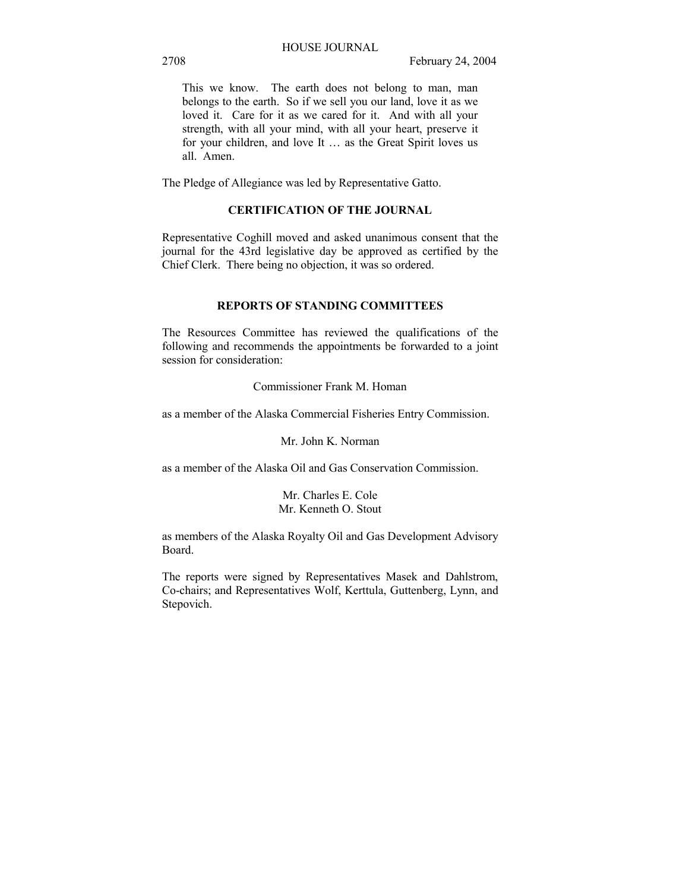> This we know. The earth does not belong to man, man belongs to the earth. So if we sell you our land, love it as we loved it. Care for it as we cared for it. And with all your strength, with all your mind, with all your heart, preserve it for your children, and love It … as the Great Spirit loves us all. Amen.

The Pledge of Allegiance was led by Representative Gatto.

## CERTIFICATION OF THE JOURNAL

Representative Coghill moved and asked unanimous consent that the journal for the 43rd legislative day be approved as certified by the Chief Clerk. There being no objection, it was so ordered.

## REPORTS OF STANDING COMMITTEES

The Resources Committee has reviewed the qualifications of the following and recommends the appointments be forwarded to a joint session for consideration:

Commissioner Frank M. Homan

as a member of the Alaska Commercial Fisheries Entry Commission.

Mr. John K. Norman

as a member of the Alaska Oil and Gas Conservation Commission.

Mr. Charles E. Cole
Mr. Kenneth O. Stout

as members of the Alaska Royalty Oil and Gas Development Advisory Board.

The reports were signed by Representatives Masek and Dahlstrom, Co-chairs; and Representatives Wolf, Kerttula, Guttenberg, Lynn, and Stepovich.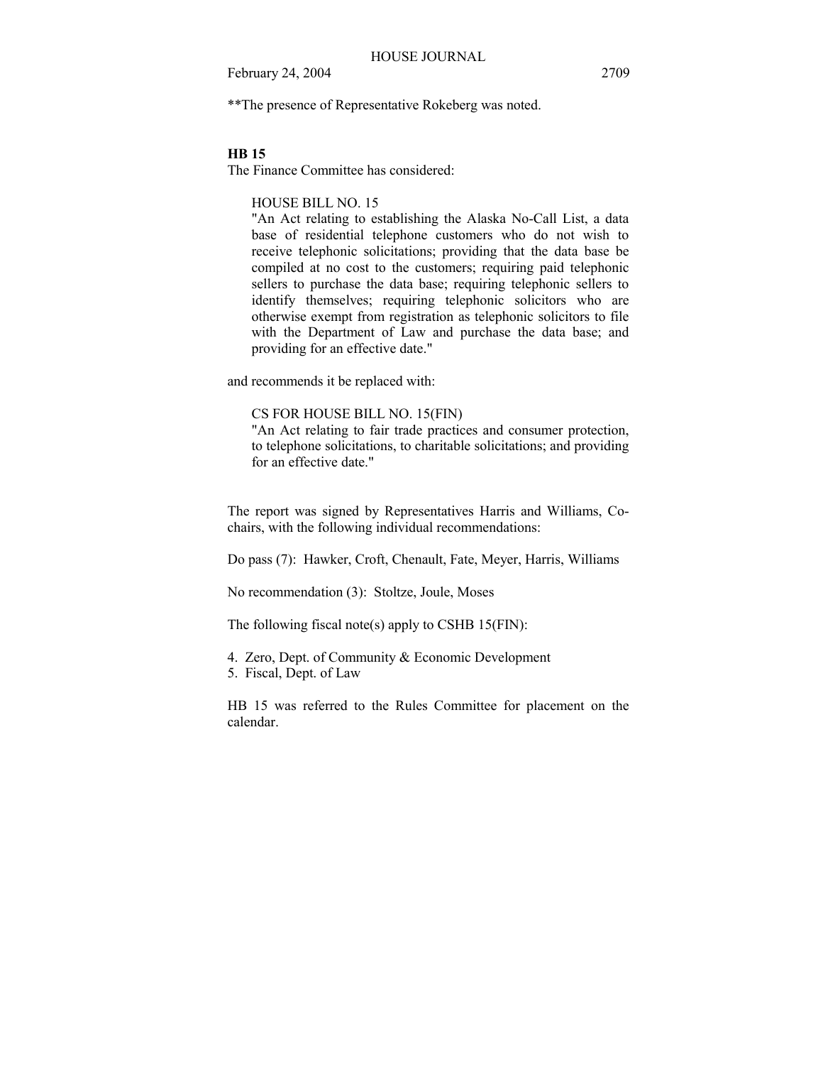**The presence of Representative Rokeberg was noted.

**HB 15**

The Finance Committee has considered:

> HOUSE BILL NO. 15
> "An Act relating to establishing the Alaska No-Call List, a data base of residential telephone customers who do not wish to receive telephonic solicitations; providing that the data base be compiled at no cost to the customers; requiring paid telephonic sellers to purchase the data base; requiring telephonic sellers to identify themselves; requiring telephonic solicitors who are otherwise exempt from registration as telephonic solicitors to file with the Department of Law and purchase the data base; and providing for an effective date."

and recommends it be replaced with:

> CS FOR HOUSE BILL NO. 15(FIN)
> "An Act relating to fair trade practices and consumer protection, to telephone solicitations, to charitable solicitations; and providing for an effective date."

The report was signed by Representatives Harris and Williams, Co-chairs, with the following individual recommendations:

Do pass (7): Hawker, Croft, Chenault, Fate, Meyer, Harris, Williams

No recommendation (3): Stoltze, Joule, Moses

The following fiscal note(s) apply to CSHB 15(FIN):

4. Zero, Dept. of Community & Economic Development
5. Fiscal, Dept. of Law

HB 15 was referred to the Rules Committee for placement on the calendar.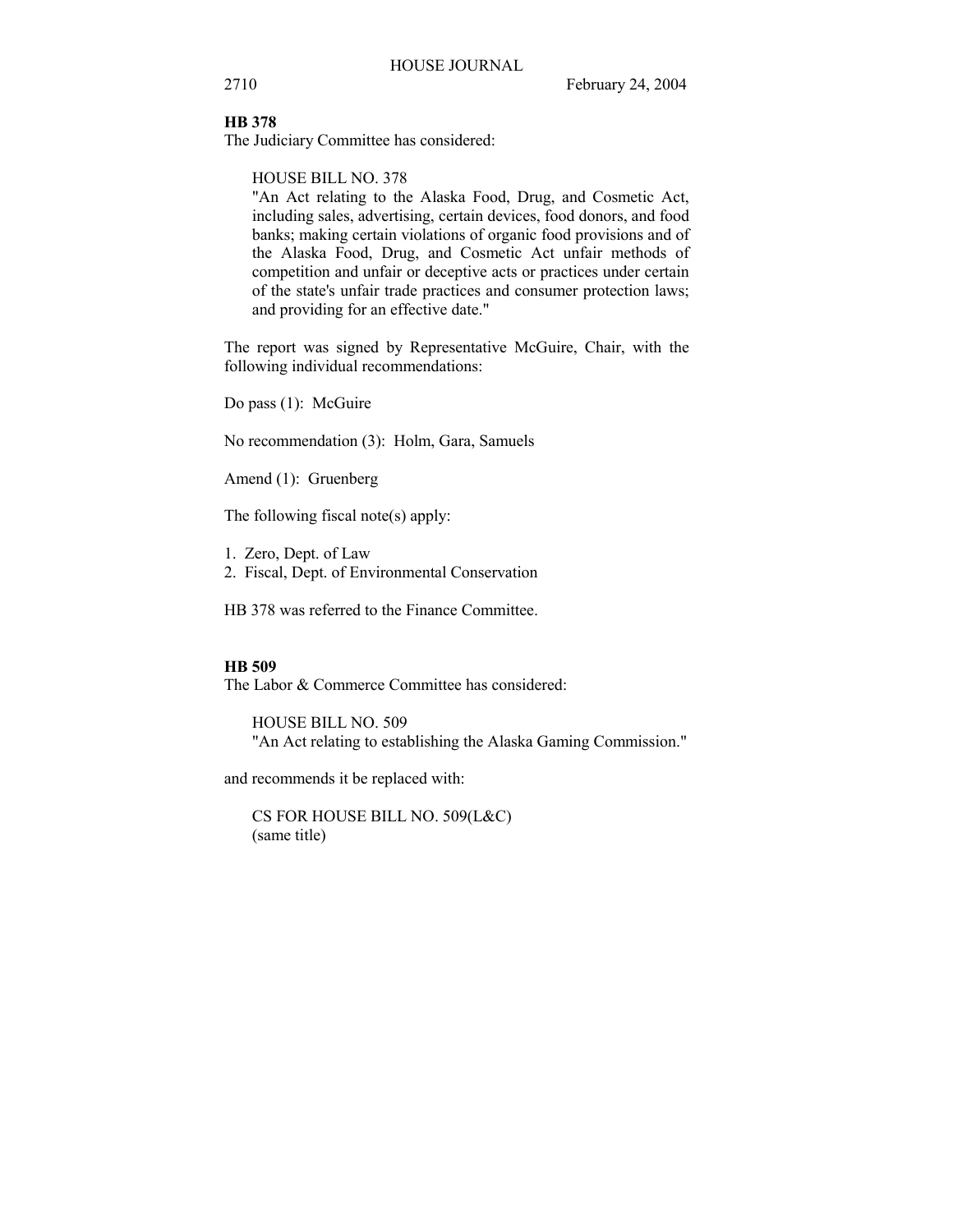**HB 378**

The Judiciary Committee has considered:

HOUSE BILL NO. 378
"An Act relating to the Alaska Food, Drug, and Cosmetic Act, including sales, advertising, certain devices, food donors, and food banks; making certain violations of organic food provisions and of the Alaska Food, Drug, and Cosmetic Act unfair methods of competition and unfair or deceptive acts or practices under certain of the state's unfair trade practices and consumer protection laws; and providing for an effective date."

The report was signed by Representative McGuire, Chair, with the following individual recommendations:

Do pass (1): McGuire

No recommendation (3): Holm, Gara, Samuels

Amend (1): Gruenberg

The following fiscal note(s) apply:

1. Zero, Dept. of Law
2. Fiscal, Dept. of Environmental Conservation

HB 378 was referred to the Finance Committee.

**HB 509**

The Labor & Commerce Committee has considered:

HOUSE BILL NO. 509
"An Act relating to establishing the Alaska Gaming Commission."

and recommends it be replaced with:

CS FOR HOUSE BILL NO. 509(L&C)
(same title)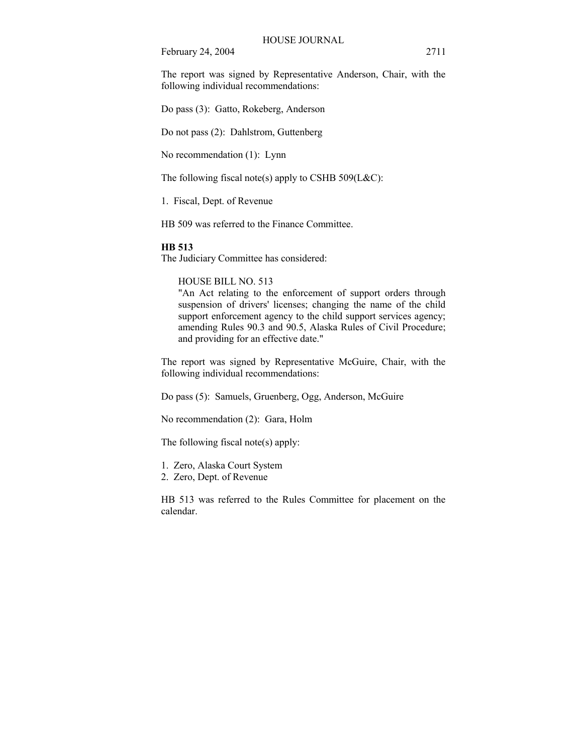The report was signed by Representative Anderson, Chair, with the following individual recommendations:

Do pass (3): Gatto, Rokeberg, Anderson

Do not pass (2): Dahlstrom, Guttenberg

No recommendation (1): Lynn

The following fiscal note(s) apply to CSHB 509(L&C):

1. Fiscal, Dept. of Revenue

HB 509 was referred to the Finance Committee.

**HB 513**

The Judiciary Committee has considered:

> HOUSE BILL NO. 513
> "An Act relating to the enforcement of support orders through suspension of drivers' licenses; changing the name of the child support enforcement agency to the child support services agency; amending Rules 90.3 and 90.5, Alaska Rules of Civil Procedure; and providing for an effective date."

The report was signed by Representative McGuire, Chair, with the following individual recommendations:

Do pass (5): Samuels, Gruenberg, Ogg, Anderson, McGuire

No recommendation (2): Gara, Holm

The following fiscal note(s) apply:

1. Zero, Alaska Court System
2. Zero, Dept. of Revenue

HB 513 was referred to the Rules Committee for placement on the calendar.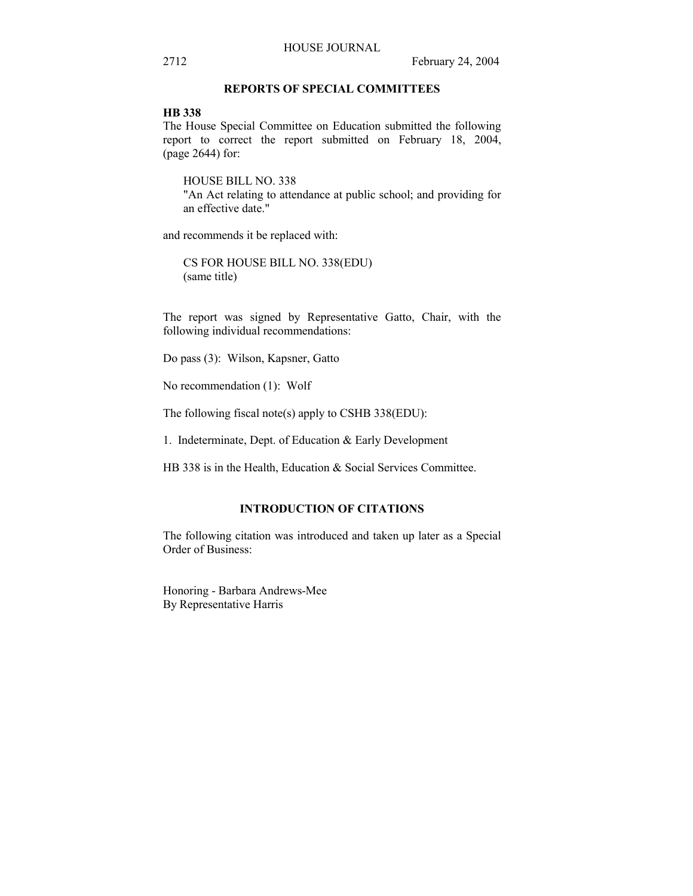## REPORTS OF SPECIAL COMMITTEES

**HB 338**

The House Special Committee on Education submitted the following report to correct the report submitted on February 18, 2004, (page 2644) for:

> HOUSE BILL NO. 338
> "An Act relating to attendance at public school; and providing for an effective date."

and recommends it be replaced with:

> CS FOR HOUSE BILL NO. 338(EDU)
> (same title)

The report was signed by Representative Gatto, Chair, with the following individual recommendations:

Do pass (3): Wilson, Kapsner, Gatto

No recommendation (1): Wolf

The following fiscal note(s) apply to CSHB 338(EDU):

1. Indeterminate, Dept. of Education & Early Development

HB 338 is in the Health, Education & Social Services Committee.

## INTRODUCTION OF CITATIONS

The following citation was introduced and taken up later as a Special Order of Business:

Honoring - Barbara Andrews-Mee
By Representative Harris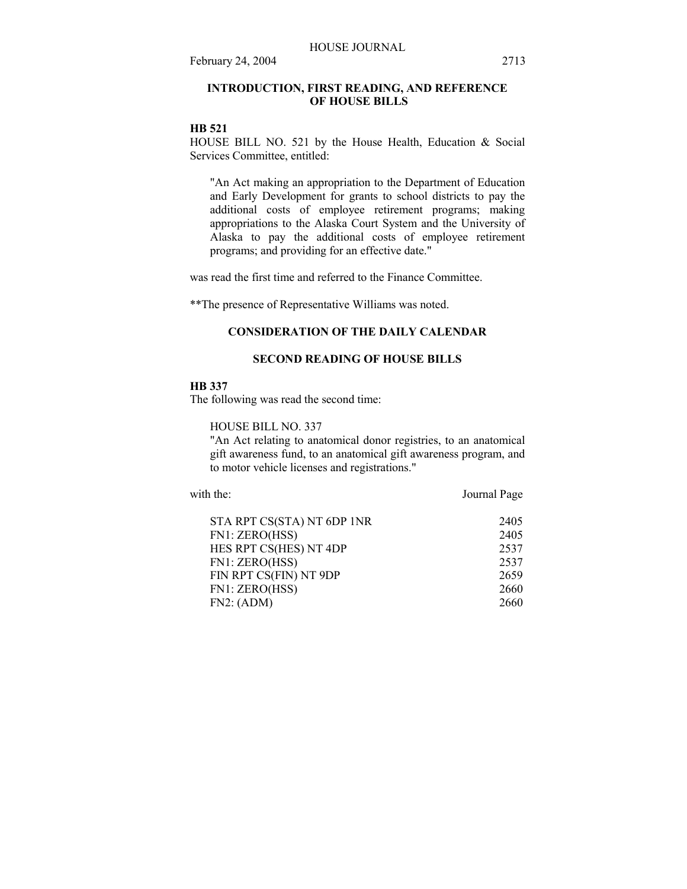## INTRODUCTION, FIRST READING, AND REFERENCE OF HOUSE BILLS

**HB 521**

HOUSE BILL NO. 521 by the House Health, Education & Social Services Committee, entitled:

> "An Act making an appropriation to the Department of Education and Early Development for grants to school districts to pay the additional costs of employee retirement programs; making appropriations to the Alaska Court System and the University of Alaska to pay the additional costs of employee retirement programs; and providing for an effective date."

was read the first time and referred to the Finance Committee.

**The presence of Representative Williams was noted.

## CONSIDERATION OF THE DAILY CALENDAR

## SECOND READING OF HOUSE BILLS

**HB 337**

The following was read the second time:

> HOUSE BILL NO. 337
> "An Act relating to anatomical donor registries, to an anatomical gift awareness fund, to an anatomical gift awareness program, and to motor vehicle licenses and registrations."

| with the: | Journal Page |
|---|---|
| STA RPT CS(STA) NT 6DP 1NR | 2405 |
| FN1: ZERO(HSS) | 2405 |
| HES RPT CS(HES) NT 4DP | 2537 |
| FN1: ZERO(HSS) | 2537 |
| FIN RPT CS(FIN) NT 9DP | 2659 |
| FN1: ZERO(HSS) | 2660 |
| FN2: (ADM) | 2660 |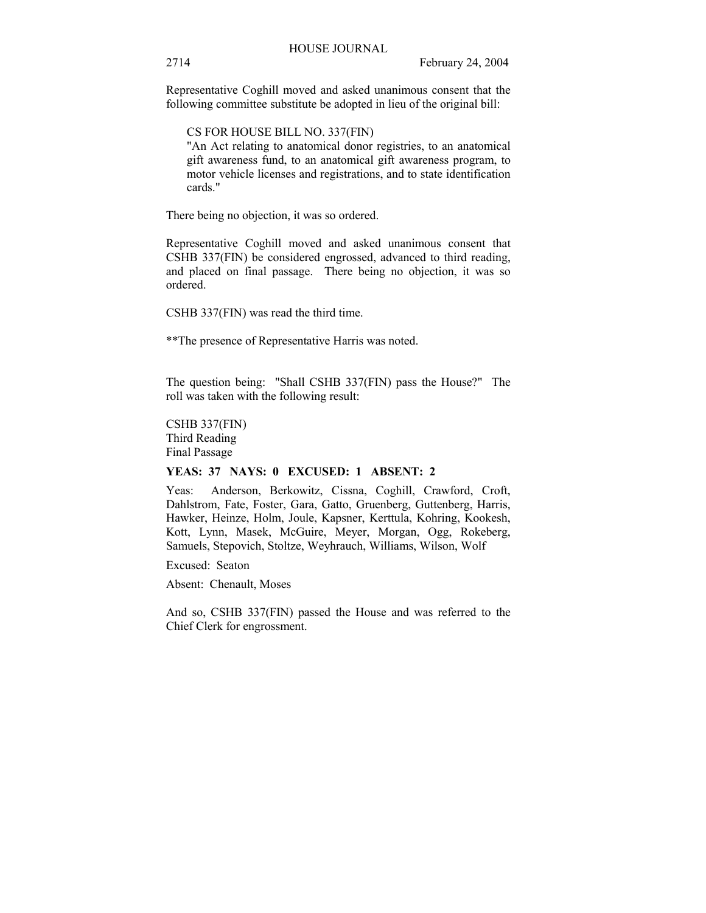Representative Coghill moved and asked unanimous consent that the following committee substitute be adopted in lieu of the original bill:

CS FOR HOUSE BILL NO. 337(FIN)
"An Act relating to anatomical donor registries, to an anatomical gift awareness fund, to an anatomical gift awareness program, to motor vehicle licenses and registrations, and to state identification cards."

There being no objection, it was so ordered.

Representative Coghill moved and asked unanimous consent that CSHB 337(FIN) be considered engrossed, advanced to third reading, and placed on final passage. There being no objection, it was so ordered.

CSHB 337(FIN) was read the third time.

**The presence of Representative Harris was noted.

The question being: "Shall CSHB 337(FIN) pass the House?" The roll was taken with the following result:

CSHB 337(FIN)
Third Reading
Final Passage

**YEAS: 37 NAYS: 0 EXCUSED: 1 ABSENT: 2**

Yeas: Anderson, Berkowitz, Cissna, Coghill, Crawford, Croft, Dahlstrom, Fate, Foster, Gara, Gatto, Gruenberg, Guttenberg, Harris, Hawker, Heinze, Holm, Joule, Kapsner, Kerttula, Kohring, Kookesh, Kott, Lynn, Masek, McGuire, Meyer, Morgan, Ogg, Rokeberg, Samuels, Stepovich, Stoltze, Weyhrauch, Williams, Wilson, Wolf

Excused: Seaton

Absent: Chenault, Moses

And so, CSHB 337(FIN) passed the House and was referred to the Chief Clerk for engrossment.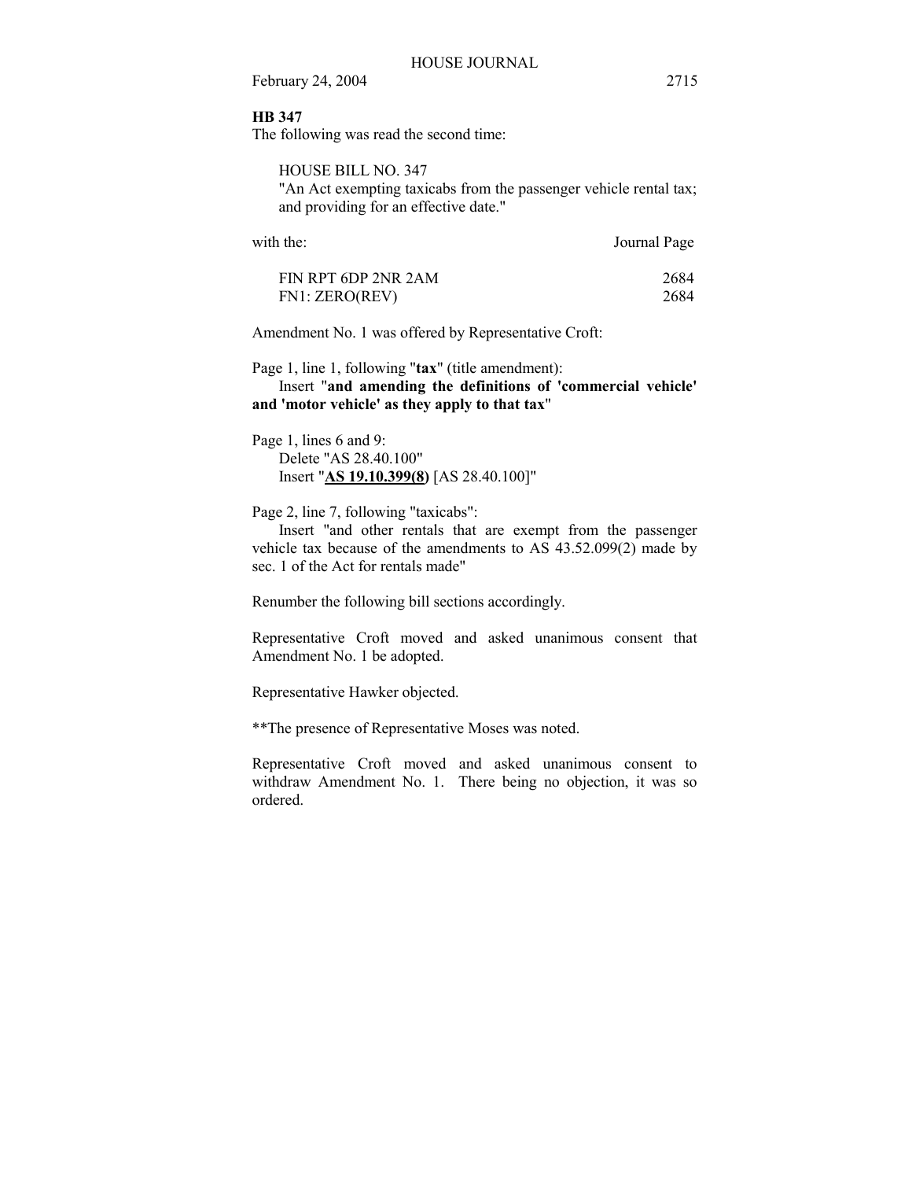**HB 347**

The following was read the second time:

HOUSE BILL NO. 347
"An Act exempting taxicabs from the passenger vehicle rental tax; and providing for an effective date."

| with the: | Journal Page |
|---|---|
| FIN RPT 6DP 2NR 2AM | 2684 |
| FN1: ZERO(REV) | 2684 |

Amendment No. 1 was offered by Representative Croft:

Page 1, line 1, following "**tax**" (title amendment):
Insert "**and amending the definitions of 'commercial vehicle' and 'motor vehicle' as they apply to that tax**"

Page 1, lines 6 and 9:
Delete "AS 28.40.100"
Insert "**<u>AS 19.10.399(8)</u>** [AS 28.40.100]"

Page 2, line 7, following "taxicabs":
Insert "and other rentals that are exempt from the passenger vehicle tax because of the amendments to AS 43.52.099(2) made by sec. 1 of the Act for rentals made"

Renumber the following bill sections accordingly.

Representative Croft moved and asked unanimous consent that Amendment No. 1 be adopted.

Representative Hawker objected.

**The presence of Representative Moses was noted.

Representative Croft moved and asked unanimous consent to withdraw Amendment No. 1. There being no objection, it was so ordered.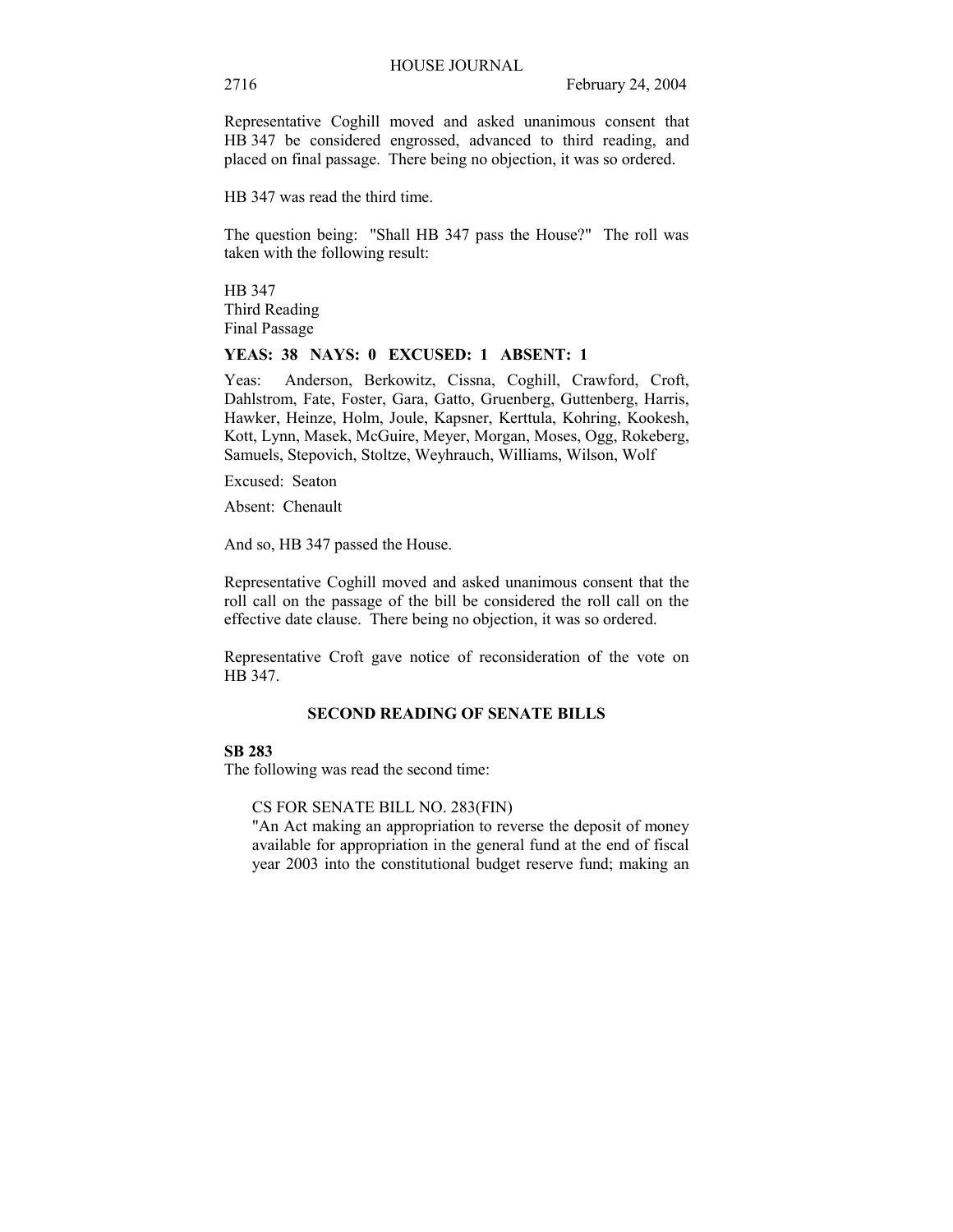Representative Coghill moved and asked unanimous consent that HB 347 be considered engrossed, advanced to third reading, and placed on final passage. There being no objection, it was so ordered.

HB 347 was read the third time.

The question being: "Shall HB 347 pass the House?" The roll was taken with the following result:

HB 347
Third Reading
Final Passage

**YEAS: 38 NAYS: 0 EXCUSED: 1 ABSENT: 1**

Yeas: Anderson, Berkowitz, Cissna, Coghill, Crawford, Croft, Dahlstrom, Fate, Foster, Gara, Gatto, Gruenberg, Guttenberg, Harris, Hawker, Heinze, Holm, Joule, Kapsner, Kerttula, Kohring, Kookesh, Kott, Lynn, Masek, McGuire, Meyer, Morgan, Moses, Ogg, Rokeberg, Samuels, Stepovich, Stoltze, Weyhrauch, Williams, Wilson, Wolf

Excused: Seaton

Absent: Chenault

And so, HB 347 passed the House.

Representative Coghill moved and asked unanimous consent that the roll call on the passage of the bill be considered the roll call on the effective date clause. There being no objection, it was so ordered.

Representative Croft gave notice of reconsideration of the vote on HB 347.

## SECOND READING OF SENATE BILLS

**SB 283**
The following was read the second time:

> CS FOR SENATE BILL NO. 283(FIN)
> "An Act making an appropriation to reverse the deposit of money available for appropriation in the general fund at the end of fiscal year 2003 into the constitutional budget reserve fund; making an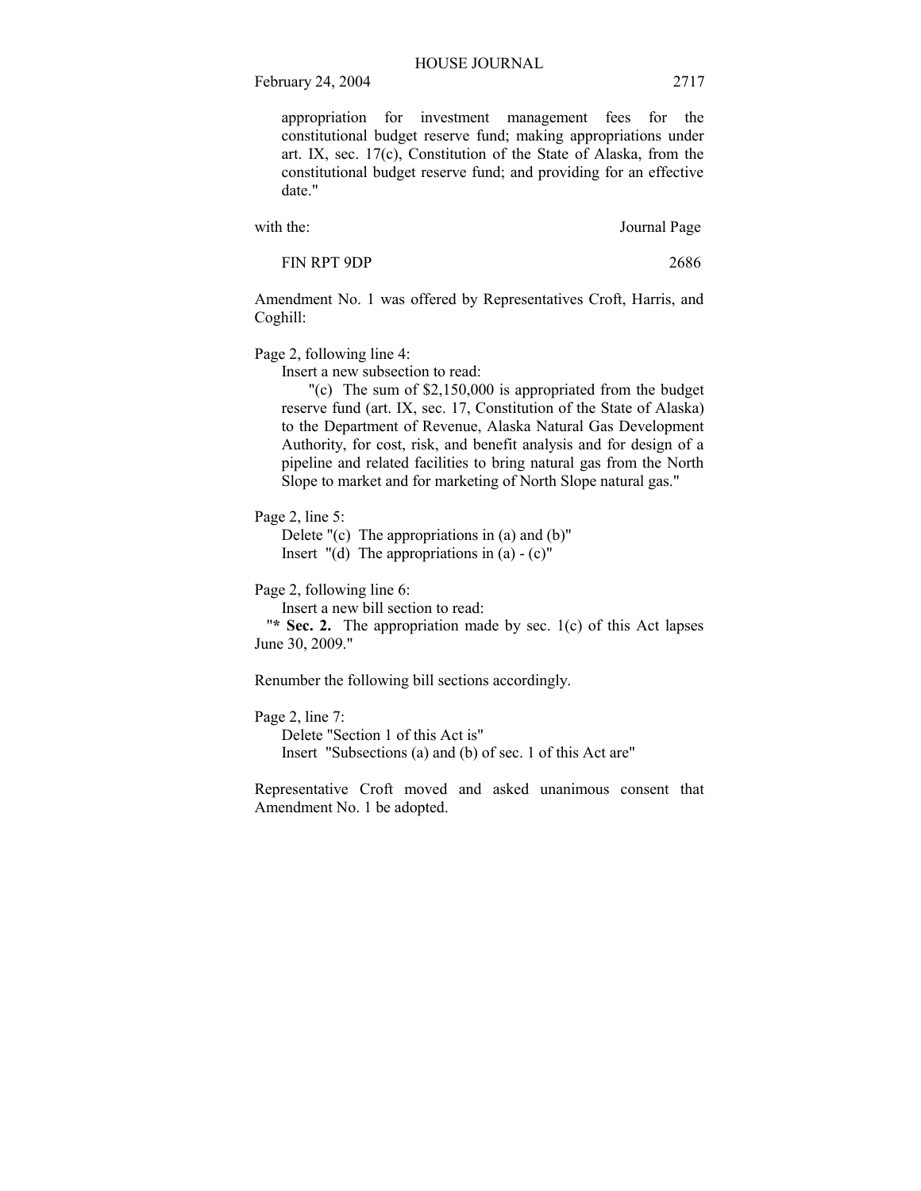appropriation for investment management fees for the constitutional budget reserve fund; making appropriations under art. IX, sec. 17(c), Constitution of the State of Alaska, from the constitutional budget reserve fund; and providing for an effective date."

| with the: | Journal Page |
|---|---|
| FIN RPT 9DP | 2686 |

Amendment No. 1 was offered by Representatives Croft, Harris, and Coghill:

Page 2, following line 4:

Insert a new subsection to read:

"(c) The sum of $2,150,000 is appropriated from the budget reserve fund (art. IX, sec. 17, Constitution of the State of Alaska) to the Department of Revenue, Alaska Natural Gas Development Authority, for cost, risk, and benefit analysis and for design of a pipeline and related facilities to bring natural gas from the North Slope to market and for marketing of North Slope natural gas."

Page 2, line 5:

Delete "(c) The appropriations in (a) and (b)"

Insert "(d) The appropriations in (a) - (c)"

Page 2, following line 6:

Insert a new bill section to read:

"* **Sec. 2.** The appropriation made by sec. 1(c) of this Act lapses June 30, 2009."

Renumber the following bill sections accordingly.

Page 2, line 7:

Delete "Section 1 of this Act is"

Insert "Subsections (a) and (b) of sec. 1 of this Act are"

Representative Croft moved and asked unanimous consent that Amendment No. 1 be adopted.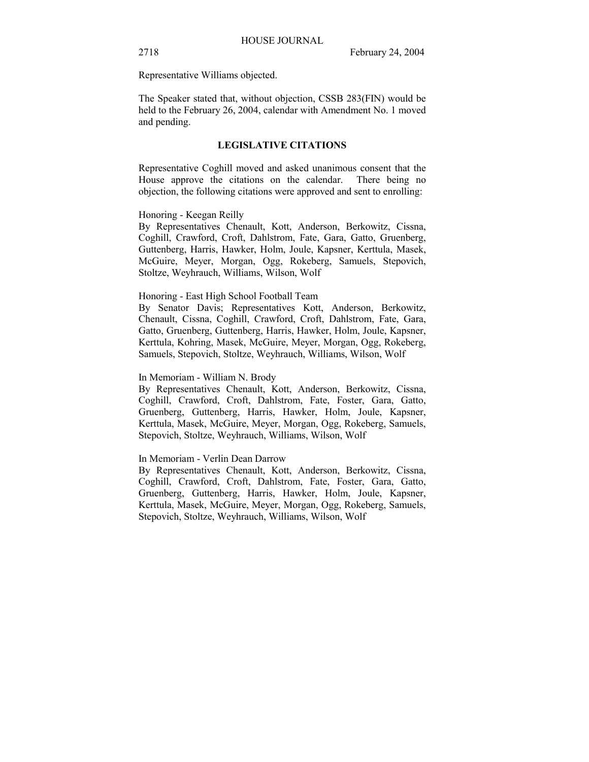Representative Williams objected.

The Speaker stated that, without objection, CSSB 283(FIN) would be held to the February 26, 2004, calendar with Amendment No. 1 moved and pending.

## LEGISLATIVE CITATIONS

Representative Coghill moved and asked unanimous consent that the House approve the citations on the calendar. There being no objection, the following citations were approved and sent to enrolling:

Honoring - Keegan Reilly
By Representatives Chenault, Kott, Anderson, Berkowitz, Cissna, Coghill, Crawford, Croft, Dahlstrom, Fate, Gara, Gatto, Gruenberg, Guttenberg, Harris, Hawker, Holm, Joule, Kapsner, Kerttula, Masek, McGuire, Meyer, Morgan, Ogg, Rokeberg, Samuels, Stepovich, Stoltze, Weyhrauch, Williams, Wilson, Wolf

Honoring - East High School Football Team
By Senator Davis; Representatives Kott, Anderson, Berkowitz, Chenault, Cissna, Coghill, Crawford, Croft, Dahlstrom, Fate, Gara, Gatto, Gruenberg, Guttenberg, Harris, Hawker, Holm, Joule, Kapsner, Kerttula, Kohring, Masek, McGuire, Meyer, Morgan, Ogg, Rokeberg, Samuels, Stepovich, Stoltze, Weyhrauch, Williams, Wilson, Wolf

In Memoriam - William N. Brody
By Representatives Chenault, Kott, Anderson, Berkowitz, Cissna, Coghill, Crawford, Croft, Dahlstrom, Fate, Foster, Gara, Gatto, Gruenberg, Guttenberg, Harris, Hawker, Holm, Joule, Kapsner, Kerttula, Masek, McGuire, Meyer, Morgan, Ogg, Rokeberg, Samuels, Stepovich, Stoltze, Weyhrauch, Williams, Wilson, Wolf

In Memoriam - Verlin Dean Darrow
By Representatives Chenault, Kott, Anderson, Berkowitz, Cissna, Coghill, Crawford, Croft, Dahlstrom, Fate, Foster, Gara, Gatto, Gruenberg, Guttenberg, Harris, Hawker, Holm, Joule, Kapsner, Kerttula, Masek, McGuire, Meyer, Morgan, Ogg, Rokeberg, Samuels, Stepovich, Stoltze, Weyhrauch, Williams, Wilson, Wolf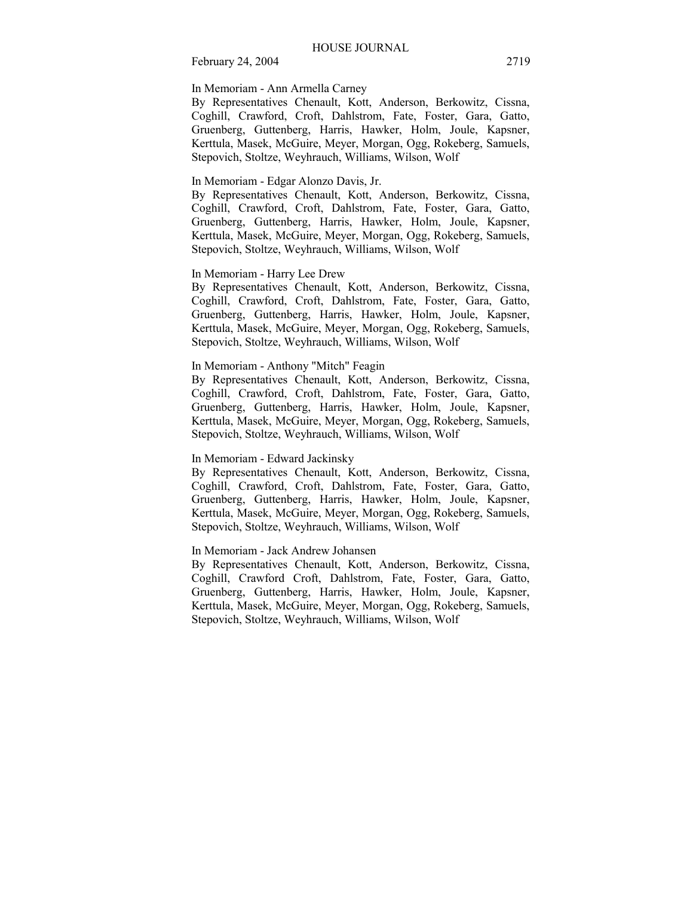In Memoriam - Ann Armella Carney

By Representatives Chenault, Kott, Anderson, Berkowitz, Cissna, Coghill, Crawford, Croft, Dahlstrom, Fate, Foster, Gara, Gatto, Gruenberg, Guttenberg, Harris, Hawker, Holm, Joule, Kapsner, Kerttula, Masek, McGuire, Meyer, Morgan, Ogg, Rokeberg, Samuels, Stepovich, Stoltze, Weyhrauch, Williams, Wilson, Wolf

In Memoriam - Edgar Alonzo Davis, Jr.

By Representatives Chenault, Kott, Anderson, Berkowitz, Cissna, Coghill, Crawford, Croft, Dahlstrom, Fate, Foster, Gara, Gatto, Gruenberg, Guttenberg, Harris, Hawker, Holm, Joule, Kapsner, Kerttula, Masek, McGuire, Meyer, Morgan, Ogg, Rokeberg, Samuels, Stepovich, Stoltze, Weyhrauch, Williams, Wilson, Wolf

In Memoriam - Harry Lee Drew

By Representatives Chenault, Kott, Anderson, Berkowitz, Cissna, Coghill, Crawford, Croft, Dahlstrom, Fate, Foster, Gara, Gatto, Gruenberg, Guttenberg, Harris, Hawker, Holm, Joule, Kapsner, Kerttula, Masek, McGuire, Meyer, Morgan, Ogg, Rokeberg, Samuels, Stepovich, Stoltze, Weyhrauch, Williams, Wilson, Wolf

In Memoriam - Anthony "Mitch" Feagin

By Representatives Chenault, Kott, Anderson, Berkowitz, Cissna, Coghill, Crawford, Croft, Dahlstrom, Fate, Foster, Gara, Gatto, Gruenberg, Guttenberg, Harris, Hawker, Holm, Joule, Kapsner, Kerttula, Masek, McGuire, Meyer, Morgan, Ogg, Rokeberg, Samuels, Stepovich, Stoltze, Weyhrauch, Williams, Wilson, Wolf

In Memoriam - Edward Jackinsky

By Representatives Chenault, Kott, Anderson, Berkowitz, Cissna, Coghill, Crawford, Croft, Dahlstrom, Fate, Foster, Gara, Gatto, Gruenberg, Guttenberg, Harris, Hawker, Holm, Joule, Kapsner, Kerttula, Masek, McGuire, Meyer, Morgan, Ogg, Rokeberg, Samuels, Stepovich, Stoltze, Weyhrauch, Williams, Wilson, Wolf

In Memoriam - Jack Andrew Johansen

By Representatives Chenault, Kott, Anderson, Berkowitz, Cissna, Coghill, Crawford Croft, Dahlstrom, Fate, Foster, Gara, Gatto, Gruenberg, Guttenberg, Harris, Hawker, Holm, Joule, Kapsner, Kerttula, Masek, McGuire, Meyer, Morgan, Ogg, Rokeberg, Samuels, Stepovich, Stoltze, Weyhrauch, Williams, Wilson, Wolf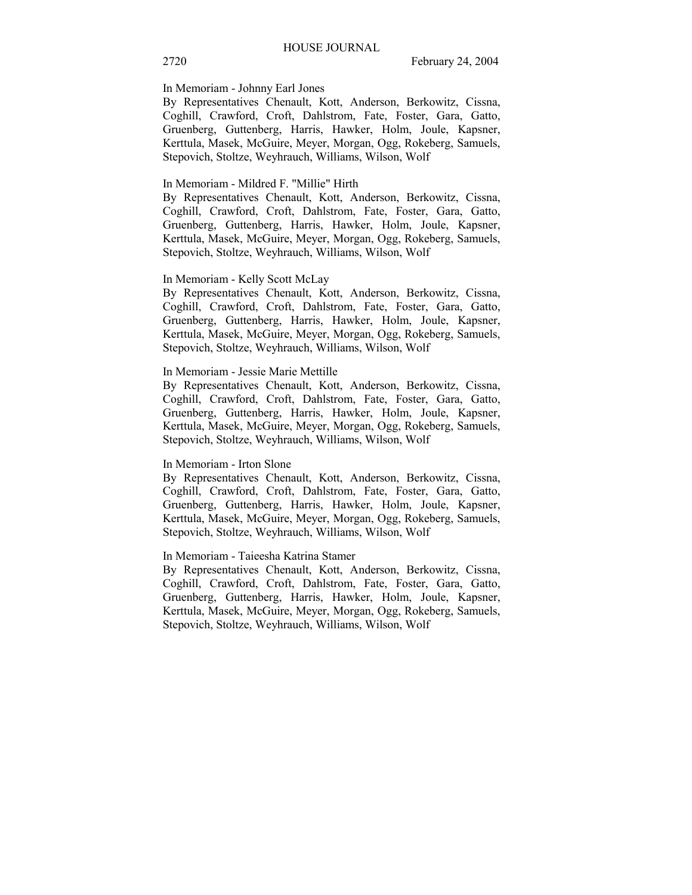In Memoriam - Johnny Earl Jones

By Representatives Chenault, Kott, Anderson, Berkowitz, Cissna, Coghill, Crawford, Croft, Dahlstrom, Fate, Foster, Gara, Gatto, Gruenberg, Guttenberg, Harris, Hawker, Holm, Joule, Kapsner, Kerttula, Masek, McGuire, Meyer, Morgan, Ogg, Rokeberg, Samuels, Stepovich, Stoltze, Weyhrauch, Williams, Wilson, Wolf

In Memoriam - Mildred F. "Millie" Hirth

By Representatives Chenault, Kott, Anderson, Berkowitz, Cissna, Coghill, Crawford, Croft, Dahlstrom, Fate, Foster, Gara, Gatto, Gruenberg, Guttenberg, Harris, Hawker, Holm, Joule, Kapsner, Kerttula, Masek, McGuire, Meyer, Morgan, Ogg, Rokeberg, Samuels, Stepovich, Stoltze, Weyhrauch, Williams, Wilson, Wolf

In Memoriam - Kelly Scott McLay

By Representatives Chenault, Kott, Anderson, Berkowitz, Cissna, Coghill, Crawford, Croft, Dahlstrom, Fate, Foster, Gara, Gatto, Gruenberg, Guttenberg, Harris, Hawker, Holm, Joule, Kapsner, Kerttula, Masek, McGuire, Meyer, Morgan, Ogg, Rokeberg, Samuels, Stepovich, Stoltze, Weyhrauch, Williams, Wilson, Wolf

In Memoriam - Jessie Marie Mettille

By Representatives Chenault, Kott, Anderson, Berkowitz, Cissna, Coghill, Crawford, Croft, Dahlstrom, Fate, Foster, Gara, Gatto, Gruenberg, Guttenberg, Harris, Hawker, Holm, Joule, Kapsner, Kerttula, Masek, McGuire, Meyer, Morgan, Ogg, Rokeberg, Samuels, Stepovich, Stoltze, Weyhrauch, Williams, Wilson, Wolf

In Memoriam - Irton Slone

By Representatives Chenault, Kott, Anderson, Berkowitz, Cissna, Coghill, Crawford, Croft, Dahlstrom, Fate, Foster, Gara, Gatto, Gruenberg, Guttenberg, Harris, Hawker, Holm, Joule, Kapsner, Kerttula, Masek, McGuire, Meyer, Morgan, Ogg, Rokeberg, Samuels, Stepovich, Stoltze, Weyhrauch, Williams, Wilson, Wolf

In Memoriam - Taieesha Katrina Stamer

By Representatives Chenault, Kott, Anderson, Berkowitz, Cissna, Coghill, Crawford, Croft, Dahlstrom, Fate, Foster, Gara, Gatto, Gruenberg, Guttenberg, Harris, Hawker, Holm, Joule, Kapsner, Kerttula, Masek, McGuire, Meyer, Morgan, Ogg, Rokeberg, Samuels, Stepovich, Stoltze, Weyhrauch, Williams, Wilson, Wolf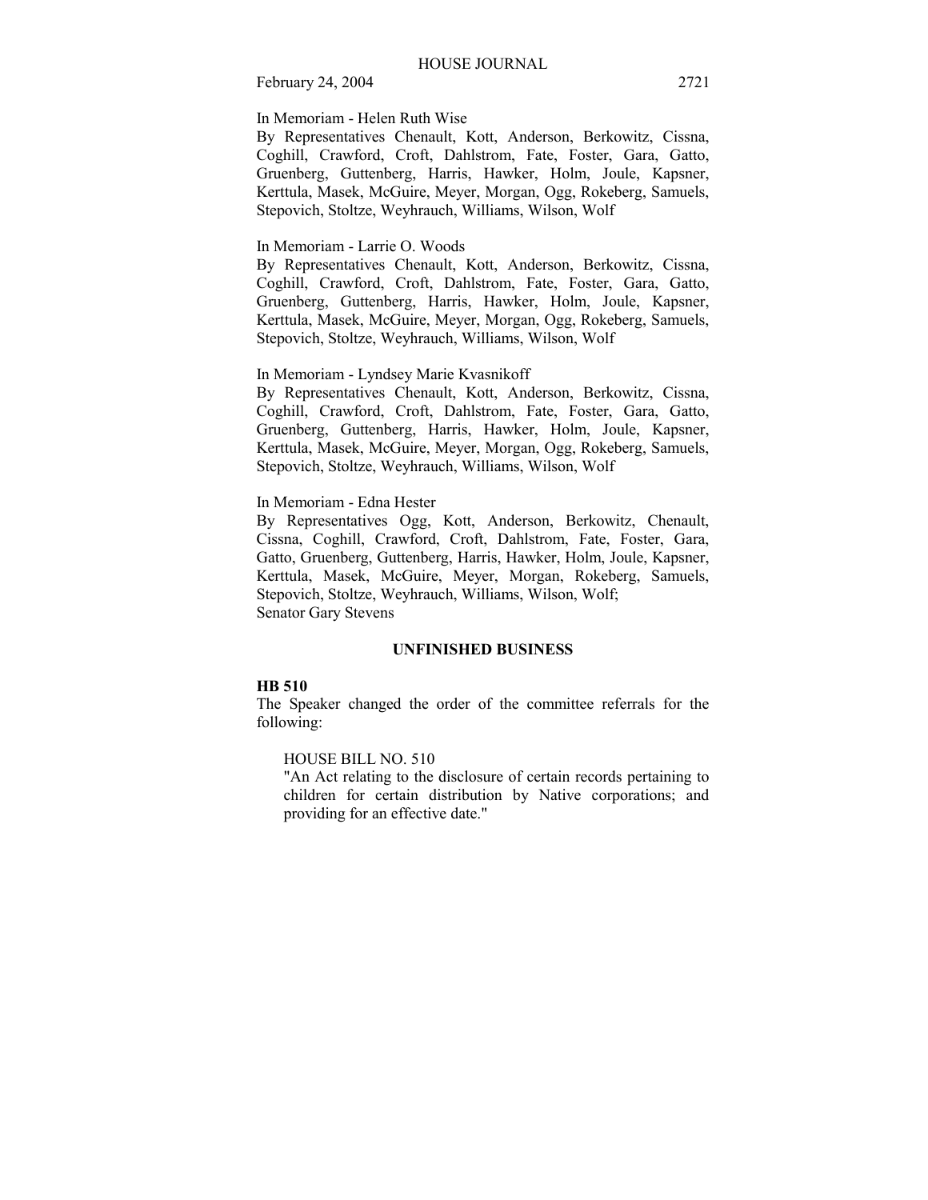In Memoriam - Helen Ruth Wise

By Representatives Chenault, Kott, Anderson, Berkowitz, Cissna, Coghill, Crawford, Croft, Dahlstrom, Fate, Foster, Gara, Gatto, Gruenberg, Guttenberg, Harris, Hawker, Holm, Joule, Kapsner, Kerttula, Masek, McGuire, Meyer, Morgan, Ogg, Rokeberg, Samuels, Stepovich, Stoltze, Weyhrauch, Williams, Wilson, Wolf

In Memoriam - Larrie O. Woods

By Representatives Chenault, Kott, Anderson, Berkowitz, Cissna, Coghill, Crawford, Croft, Dahlstrom, Fate, Foster, Gara, Gatto, Gruenberg, Guttenberg, Harris, Hawker, Holm, Joule, Kapsner, Kerttula, Masek, McGuire, Meyer, Morgan, Ogg, Rokeberg, Samuels, Stepovich, Stoltze, Weyhrauch, Williams, Wilson, Wolf

In Memoriam - Lyndsey Marie Kvasnikoff

By Representatives Chenault, Kott, Anderson, Berkowitz, Cissna, Coghill, Crawford, Croft, Dahlstrom, Fate, Foster, Gara, Gatto, Gruenberg, Guttenberg, Harris, Hawker, Holm, Joule, Kapsner, Kerttula, Masek, McGuire, Meyer, Morgan, Ogg, Rokeberg, Samuels, Stepovich, Stoltze, Weyhrauch, Williams, Wilson, Wolf

In Memoriam - Edna Hester

By Representatives Ogg, Kott, Anderson, Berkowitz, Chenault, Cissna, Coghill, Crawford, Croft, Dahlstrom, Fate, Foster, Gara, Gatto, Gruenberg, Guttenberg, Harris, Hawker, Holm, Joule, Kapsner, Kerttula, Masek, McGuire, Meyer, Morgan, Rokeberg, Samuels, Stepovich, Stoltze, Weyhrauch, Williams, Wilson, Wolf;
Senator Gary Stevens

## UNFINISHED BUSINESS

**HB 510**

The Speaker changed the order of the committee referrals for the following:

HOUSE BILL NO. 510
"An Act relating to the disclosure of certain records pertaining to children for certain distribution by Native corporations; and providing for an effective date."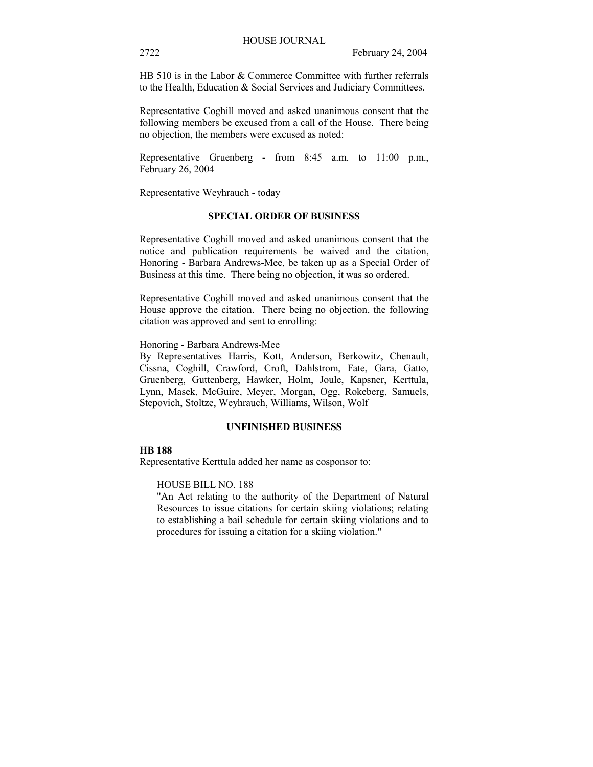HB 510 is in the Labor & Commerce Committee with further referrals to the Health, Education & Social Services and Judiciary Committees.

Representative Coghill moved and asked unanimous consent that the following members be excused from a call of the House. There being no objection, the members were excused as noted:

Representative Gruenberg - from 8:45 a.m. to 11:00 p.m., February 26, 2004

Representative Weyhrauch - today

**SPECIAL ORDER OF BUSINESS**

Representative Coghill moved and asked unanimous consent that the notice and publication requirements be waived and the citation, Honoring - Barbara Andrews-Mee, be taken up as a Special Order of Business at this time. There being no objection, it was so ordered.

Representative Coghill moved and asked unanimous consent that the House approve the citation. There being no objection, the following citation was approved and sent to enrolling:

Honoring - Barbara Andrews-Mee
By Representatives Harris, Kott, Anderson, Berkowitz, Chenault, Cissna, Coghill, Crawford, Croft, Dahlstrom, Fate, Gara, Gatto, Gruenberg, Guttenberg, Hawker, Holm, Joule, Kapsner, Kerttula, Lynn, Masek, McGuire, Meyer, Morgan, Ogg, Rokeberg, Samuels, Stepovich, Stoltze, Weyhrauch, Williams, Wilson, Wolf

**UNFINISHED BUSINESS**

**HB 188**
Representative Kerttula added her name as cosponsor to:

HOUSE BILL NO. 188
"An Act relating to the authority of the Department of Natural Resources to issue citations for certain skiing violations; relating to establishing a bail schedule for certain skiing violations and to procedures for issuing a citation for a skiing violation."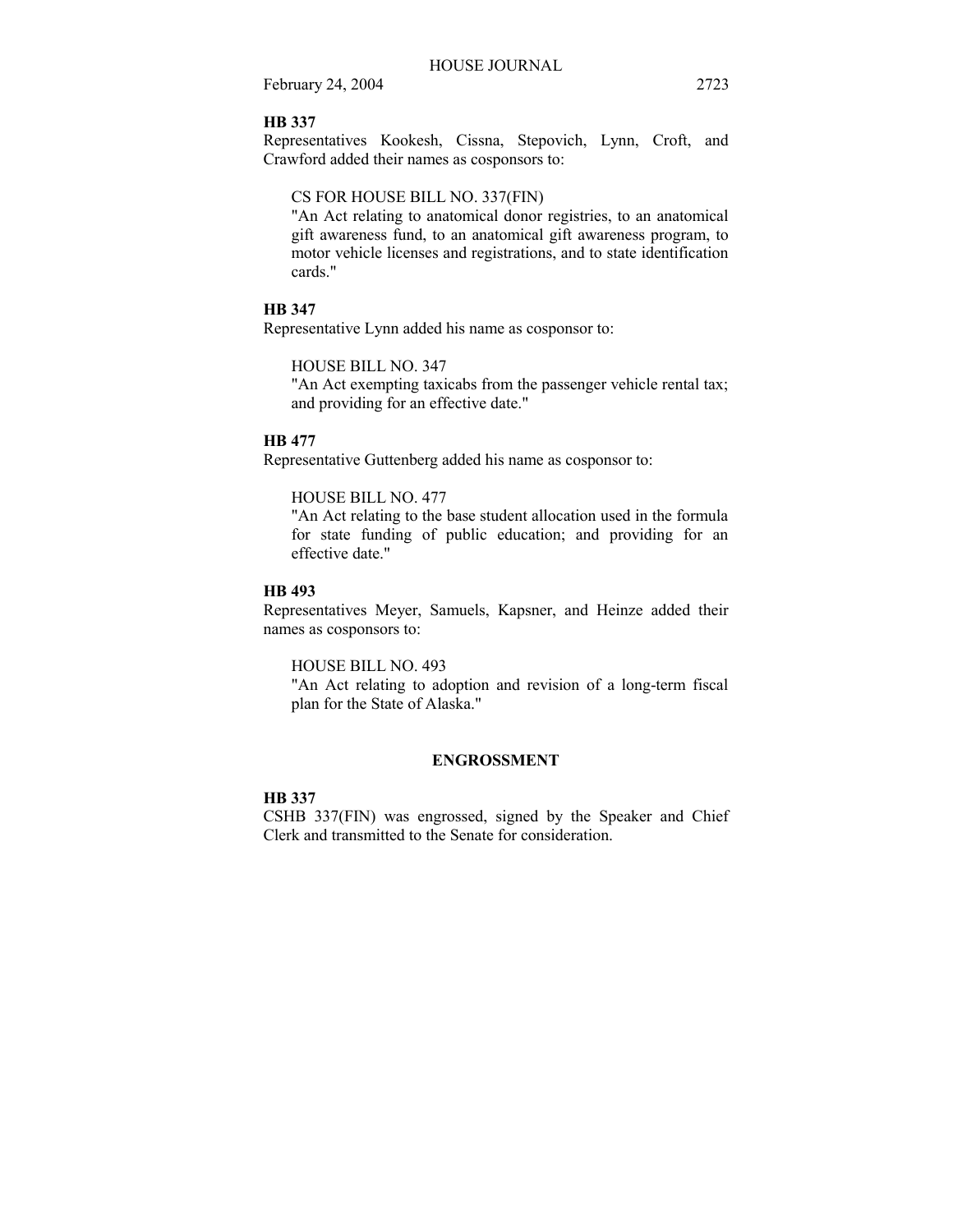**HB 337**

Representatives Kookesh, Cissna, Stepovich, Lynn, Croft, and Crawford added their names as cosponsors to:

CS FOR HOUSE BILL NO. 337(FIN)
"An Act relating to anatomical donor registries, to an anatomical gift awareness fund, to an anatomical gift awareness program, to motor vehicle licenses and registrations, and to state identification cards."

**HB 347**

Representative Lynn added his name as cosponsor to:

HOUSE BILL NO. 347
"An Act exempting taxicabs from the passenger vehicle rental tax; and providing for an effective date."

**HB 477**

Representative Guttenberg added his name as cosponsor to:

HOUSE BILL NO. 477
"An Act relating to the base student allocation used in the formula for state funding of public education; and providing for an effective date."

**HB 493**

Representatives Meyer, Samuels, Kapsner, and Heinze added their names as cosponsors to:

HOUSE BILL NO. 493
"An Act relating to adoption and revision of a long-term fiscal plan for the State of Alaska."

## ENGROSSMENT

**HB 337**

CSHB 337(FIN) was engrossed, signed by the Speaker and Chief Clerk and transmitted to the Senate for consideration.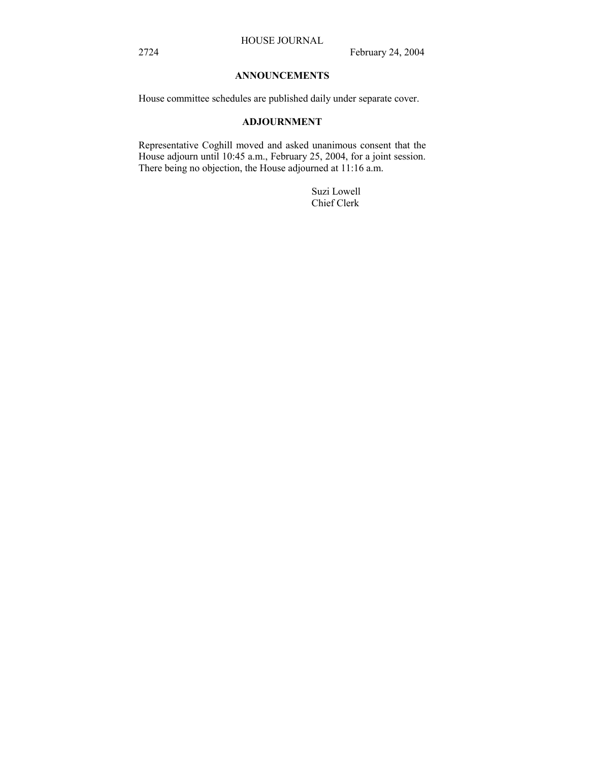## ANNOUNCEMENTS

House committee schedules are published daily under separate cover.

## ADJOURNMENT

Representative Coghill moved and asked unanimous consent that the House adjourn until 10:45 a.m., February 25, 2004, for a joint session. There being no objection, the House adjourned at 11:16 a.m.

Suzi Lowell
Chief Clerk